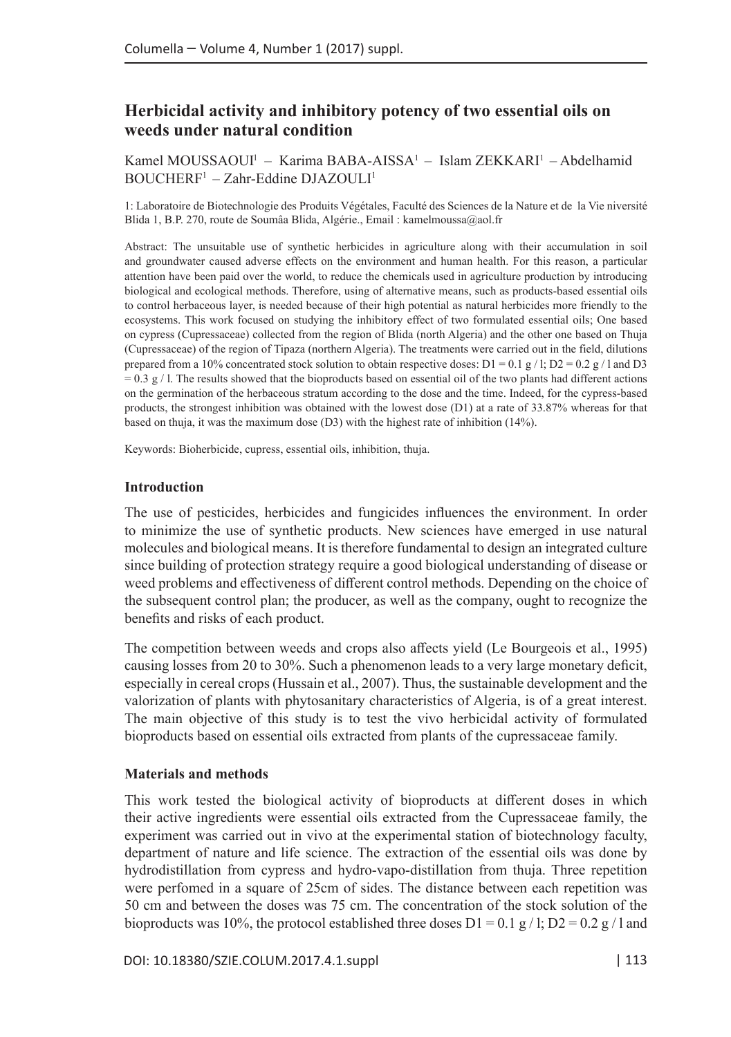# Herbicidal activity and inhibitory potency of two essential oils on weeds under natural condition

Kamel MOUSSAOUI[1] – Karima BABA-AISSA[1] – Islam ZEKKARI[1] – Abdelhamid BOUCHERF[1] – Zahr-Eddine DJAZOULI[1]

1: Laboratoire de Biotechnologie des Produits Végétales, Faculté des Sciences de la Nature et de la Vie niversité Blida 1, B.P. 270, route de Soumâa Blida, Algérie., Email : kamelmoussa@aol.fr

Abstract: The unsuitable use of synthetic herbicides in agriculture along with their accumulation in soil and groundwater caused adverse effects on the environment and human health. For this reason, a particular attention have been paid over the world, to reduce the chemicals used in agriculture production by introducing biological and ecological methods. Therefore, using of alternative means, such as products-based essential oils to control herbaceous layer, is needed because of their high potential as natural herbicides more friendly to the ecosystems. This work focused on studying the inhibitory effect of two formulated essential oils; One based on cypress (Cupressaceae) collected from the region of Blida (north Algeria) and the other one based on Thuja (Cupressaceae) of the region of Tipaza (northern Algeria). The treatments were carried out in the field, dilutions prepared from a 10% concentrated stock solution to obtain respective doses: D1 = 0.1 g / l; D2 = 0.2 g / l and D3 = 0.3 g / l. The results showed that the bioproducts based on essential oil of the two plants had different actions on the germination of the herbaceous stratum according to the dose and the time. Indeed, for the cypress-based products, the strongest inhibition was obtained with the lowest dose (D1) at a rate of 33.87% whereas for that based on thuja, it was the maximum dose (D3) with the highest rate of inhibition (14%).

Keywords: Bioherbicide, cupress, essential oils, inhibition, thuja.

## Introduction

The use of pesticides, herbicides and fungicides influences the environment. In order to minimize the use of synthetic products. New sciences have emerged in use natural molecules and biological means. It is therefore fundamental to design an integrated culture since building of protection strategy require a good biological understanding of disease or weed problems and effectiveness of different control methods. Depending on the choice of the subsequent control plan; the producer, as well as the company, ought to recognize the benefits and risks of each product.

The competition between weeds and crops also affects yield (Le Bourgeois et al., 1995) causing losses from 20 to 30%. Such a phenomenon leads to a very large monetary deficit, especially in cereal crops (Hussain et al., 2007). Thus, the sustainable development and the valorization of plants with phytosanitary characteristics of Algeria, is of a great interest. The main objective of this study is to test the vivo herbicidal activity of formulated bioproducts based on essential oils extracted from plants of the cupressaceae family.

## Materials and methods

This work tested the biological activity of bioproducts at different doses in which their active ingredients were essential oils extracted from the Cupressaceae family, the experiment was carried out in vivo at the experimental station of biotechnology faculty, department of nature and life science. The extraction of the essential oils was done by hydrodistillation from cypress and hydro-vapo-distillation from thuja. Three repetition were perfomed in a square of 25cm of sides. The distance between each repetition was 50 cm and between the doses was 75 cm. The concentration of the stock solution of the bioproducts was 10%, the protocol established three doses D1 = 0.1 g / l; D2 = 0.2 g / l and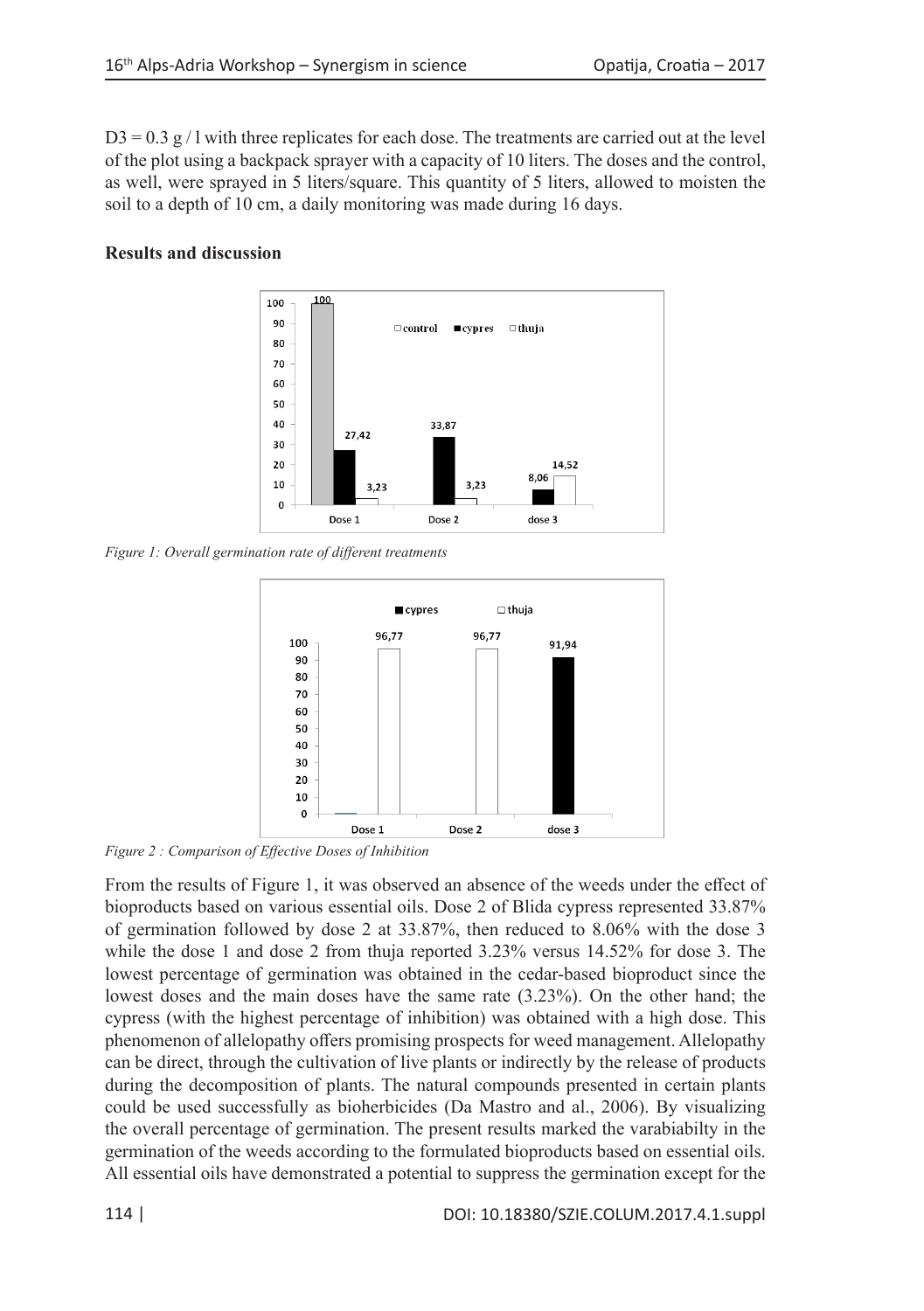D3 = 0.3 g / l with three replicates for each dose. The treatments are carried out at the level of the plot using a backpack sprayer with a capacity of 10 liters. The doses and the control, as well, were sprayed in 5 liters/square. This quantity of 5 liters, allowed to moisten the soil to a depth of 10 cm, a daily monitoring was made during 16 days.

**Results and discussion**

*Figure 1: Overall germination rate of different treatments*

*Figure 2 : Comparison of Effective Doses of Inhibition*

From the results of Figure 1, it was observed an absence of the weeds under the effect of bioproducts based on various essential oils. Dose 2 of Blida cypress represented 33.87% of germination followed by dose 2 at 33.87%, then reduced to 8.06% with the dose 3 while the dose 1 and dose 2 from thuja reported 3.23% versus 14.52% for dose 3. The lowest percentage of germination was obtained in the cedar-based bioproduct since the lowest doses and the main doses have the same rate (3.23%). On the other hand; the cypress (with the highest percentage of inhibition) was obtained with a high dose. This phenomenon of allelopathy offers promising prospects for weed management. Allelopathy can be direct, through the cultivation of live plants or indirectly by the release of products during the decomposition of plants. The natural compounds presented in certain plants could be used successfully as bioherbicides (Da Mastro and al., 2006). By visualizing the overall percentage of germination. The present results marked the varabiabilty in the germination of the weeds according to the formulated bioproducts based on essential oils. All essential oils have demonstrated a potential to suppress the germination except for the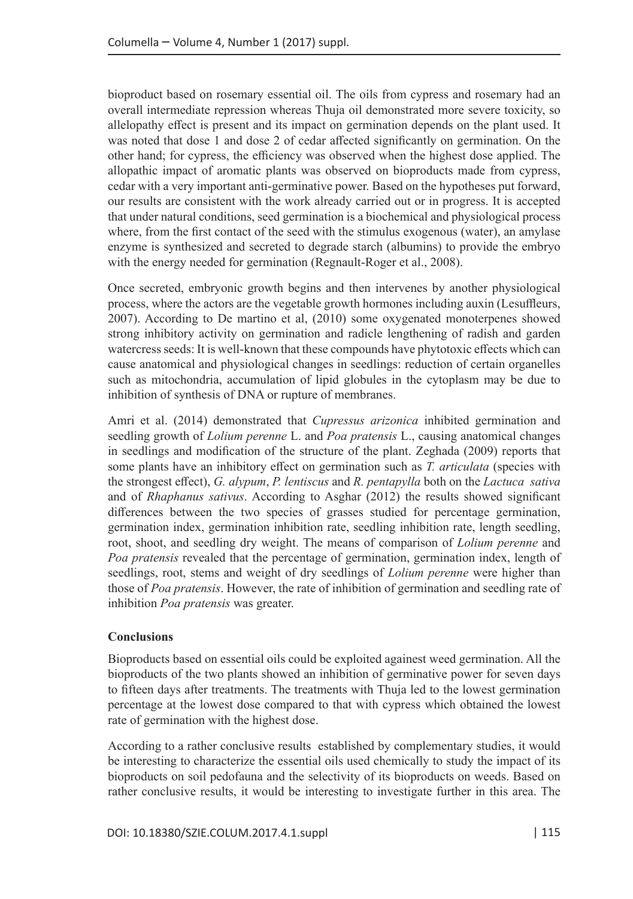bioproduct based on rosemary essential oil. The oils from cypress and rosemary had an overall intermediate repression whereas Thuja oil demonstrated more severe toxicity, so allelopathy effect is present and its impact on germination depends on the plant used. It was noted that dose 1 and dose 2 of cedar affected significantly on germination. On the other hand; for cypress, the efficiency was observed when the highest dose applied. The allopathic impact of aromatic plants was observed on bioproducts made from cypress, cedar with a very important anti-germinative power. Based on the hypotheses put forward, our results are consistent with the work already carried out or in progress. It is accepted that under natural conditions, seed germination is a biochemical and physiological process where, from the first contact of the seed with the stimulus exogenous (water), an amylase enzyme is synthesized and secreted to degrade starch (albumins) to provide the embryo with the energy needed for germination (Regnault-Roger et al., 2008).

Once secreted, embryonic growth begins and then intervenes by another physiological process, where the actors are the vegetable growth hormones including auxin (Lesuffleurs, 2007). According to De martino et al, (2010) some oxygenated monoterpenes showed strong inhibitory activity on germination and radicle lengthening of radish and garden watercress seeds: It is well-known that these compounds have phytotoxic effects which can cause anatomical and physiological changes in seedlings: reduction of certain organelles such as mitochondria, accumulation of lipid globules in the cytoplasm may be due to inhibition of synthesis of DNA or rupture of membranes.

Amri et al. (2014) demonstrated that *Cupressus arizonica* inhibited germination and seedling growth of *Lolium perenne* L. and *Poa pratensis* L., causing anatomical changes in seedlings and modification of the structure of the plant. Zeghada (2009) reports that some plants have an inhibitory effect on germination such as *T. articulata* (species with the strongest effect), *G. alypum*, *P. lentiscus* and *R. pentapylla* both on the *Lactuca sativa* and of *Rhaphanus sativus*. According to Asghar (2012) the results showed significant differences between the two species of grasses studied for percentage germination, germination index, germination inhibition rate, seedling inhibition rate, length seedling, root, shoot, and seedling dry weight. The means of comparison of *Lolium perenne* and *Poa pratensis* revealed that the percentage of germination, germination index, length of seedlings, root, stems and weight of dry seedlings of *Lolium perenne* were higher than those of *Poa pratensis*. However, the rate of inhibition of germination and seedling rate of inhibition *Poa pratensis* was greater.

## Conclusions

Bioproducts based on essential oils could be exploited againest weed germination. All the bioproducts of the two plants showed an inhibition of germinative power for seven days to fifteen days after treatments. The treatments with Thuja led to the lowest germination percentage at the lowest dose compared to that with cypress which obtained the lowest rate of germination with the highest dose.

According to a rather conclusive results established by complementary studies, it would be interesting to characterize the essential oils used chemically to study the impact of its bioproducts on soil pedofauna and the selectivity of its bioproducts on weeds. Based on rather conclusive results, it would be interesting to investigate further in this area. The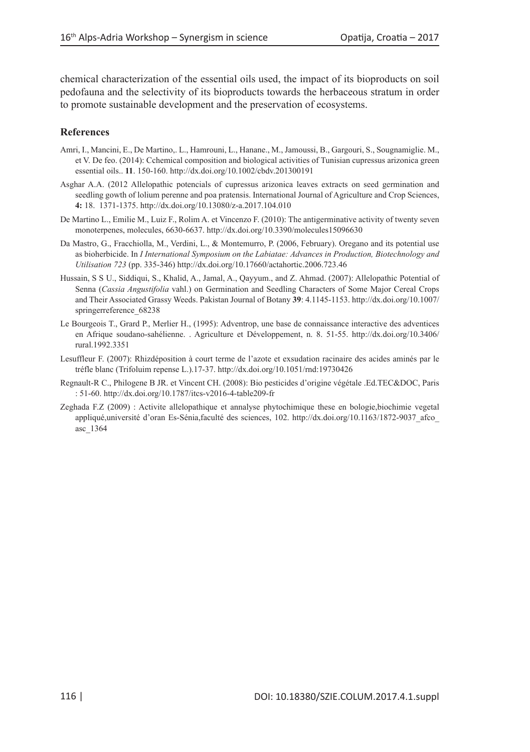chemical characterization of the essential oils used, the impact of its bioproducts on soil pedofauna and the selectivity of its bioproducts towards the herbaceous stratum in order to promote sustainable development and the preservation of ecosystems.

## References

Amri, I., Mancini, E., De Martino,. L., Hamrouni, L., Hanane., M., Jamoussi, B., Gargouri, S., Sougnamiglie. M., et V. De feo. (2014): Cchemical composition and biological activities of Tunisian cupressus arizonica green essential oils.. **11**. 150-160. http://dx.doi.org/10.1002/cbdv.201300191

Asghar A.A. (2012 Allelopathic potencials of cupressus arizonica leaves extracts on seed germination and seedling gowth of lolium perenne and poa pratensis. International Journal of Agriculture and Crop Sciences, **4:** 18. 1371-1375. http://dx.doi.org/10.13080/z-a.2017.104.010

De Martino L., Emilie M., Luiz F., Rolim A. et Vincenzo F. (2010): The antigerminative activity of twenty seven monoterpenes, molecules, 6630-6637. http://dx.doi.org/10.3390/molecules15096630

Da Mastro, G., Fracchiolla, M., Verdini, L., & Montemurro, P. (2006, February). Oregano and its potential use as bioherbicide. In *I International Symposium on the Labiatae: Advances in Production, Biotechnology and Utilisation 723* (pp. 335-346) http://dx.doi.org/10.17660/actahortic.2006.723.46

Hussain, S S U., Siddiqui, S., Khalid, A., Jamal, A., Qayyum., and Z. Ahmad. (2007): Allelopathic Potential of Senna (*Cassia Angustifolia* vahl.) on Germination and Seedling Characters of Some Major Cereal Crops and Their Associated Grassy Weeds. Pakistan Journal of Botany **39**: 4.1145-1153. http://dx.doi.org/10.1007/springerreference_68238

Le Bourgeois T., Grard P., Merlier H., (1995): Adventrop, une base de connaissance interactive des adventices en Afrique soudano-sahélienne. . Agriculture et Développement, n. 8. 51-55. http://dx.doi.org/10.3406/rural.1992.3351

Lesuffleur F. (2007): Rhizdéposition à court terme de l'azote et exsudation racinaire des acides aminés par le tréfle blanc (Trifoluim repense L.).17-37. http://dx.doi.org/10.1051/rnd:19730426

Regnault-R C., Philogene B JR. et Vincent CH. (2008): Bio pesticides d'origine végétale .Ed.TEC&DOC, Paris : 51-60. http://dx.doi.org/10.1787/itcs-v2016-4-table209-fr

Zeghada F.Z (2009) : Activite allelopathique et annalyse phytochimique these en bologie,biochimie vegetal appliqué,université d'oran Es-Sénia,faculté des sciences, 102. http://dx.doi.org/10.1163/1872-9037_afco_asc_1364